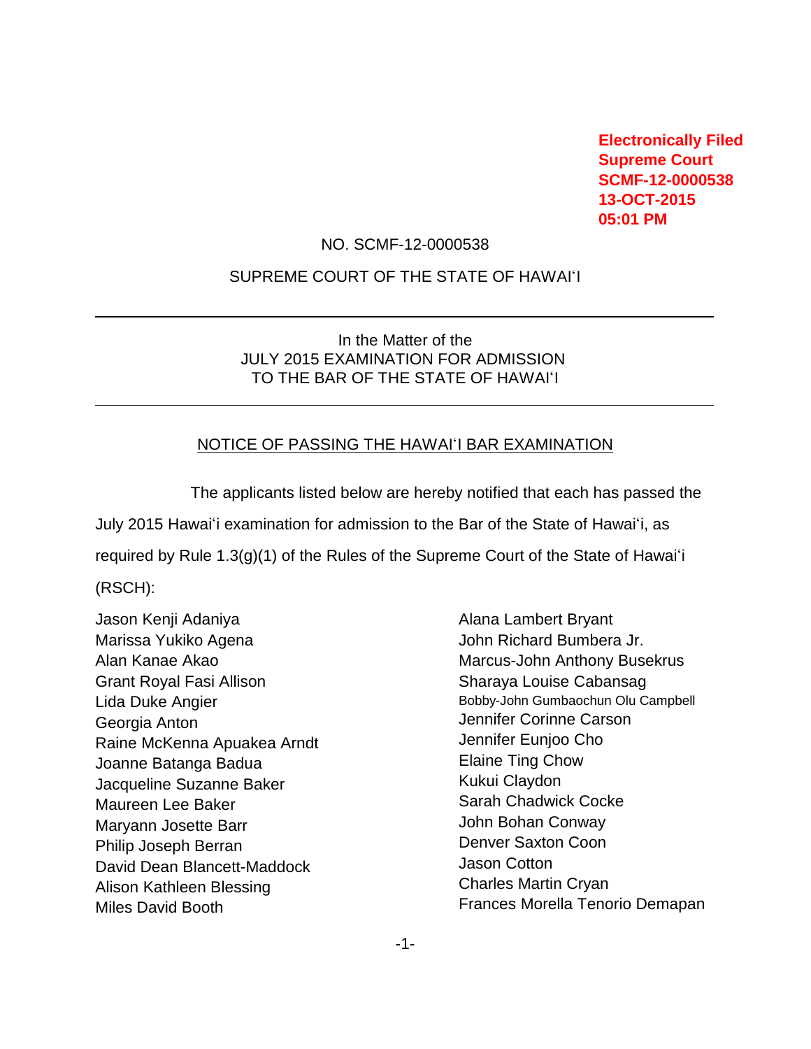Electronically Filed
Supreme Court
SCMF-12-0000538
13-OCT-2015
05:01 PM

NO. SCMF-12-0000538

SUPREME COURT OF THE STATE OF HAWAIʻI

---

In the Matter of the
JULY 2015 EXAMINATION FOR ADMISSION
TO THE BAR OF THE STATE OF HAWAIʻI

---

NOTICE OF PASSING THE HAWAIʻI BAR EXAMINATION

The applicants listed below are hereby notified that each has passed the July 2015 Hawaiʻi examination for admission to the Bar of the State of Hawaiʻi, as required by Rule 1.3(g)(1) of the Rules of the Supreme Court of the State of Hawaiʻi (RSCH):

Jason Kenji Adaniya
Marissa Yukiko Agena
Alan Kanae Akao
Grant Royal Fasi Allison
Lida Duke Angier
Georgia Anton
Raine McKenna Apuakea Arndt
Joanne Batanga Badua
Jacqueline Suzanne Baker
Maureen Lee Baker
Maryann Josette Barr
Philip Joseph Berran
David Dean Blancett-Maddock
Alison Kathleen Blessing
Miles David Booth
Alana Lambert Bryant
John Richard Bumbera Jr.
Marcus-John Anthony Busekrus
Sharaya Louise Cabansag
Bobby-John Gumbaochun Olu Campbell
Jennifer Corinne Carson
Jennifer Eunjoo Cho
Elaine Ting Chow
Kukui Claydon
Sarah Chadwick Cocke
John Bohan Conway
Denver Saxton Coon
Jason Cotton
Charles Martin Cryan
Frances Morella Tenorio Demapan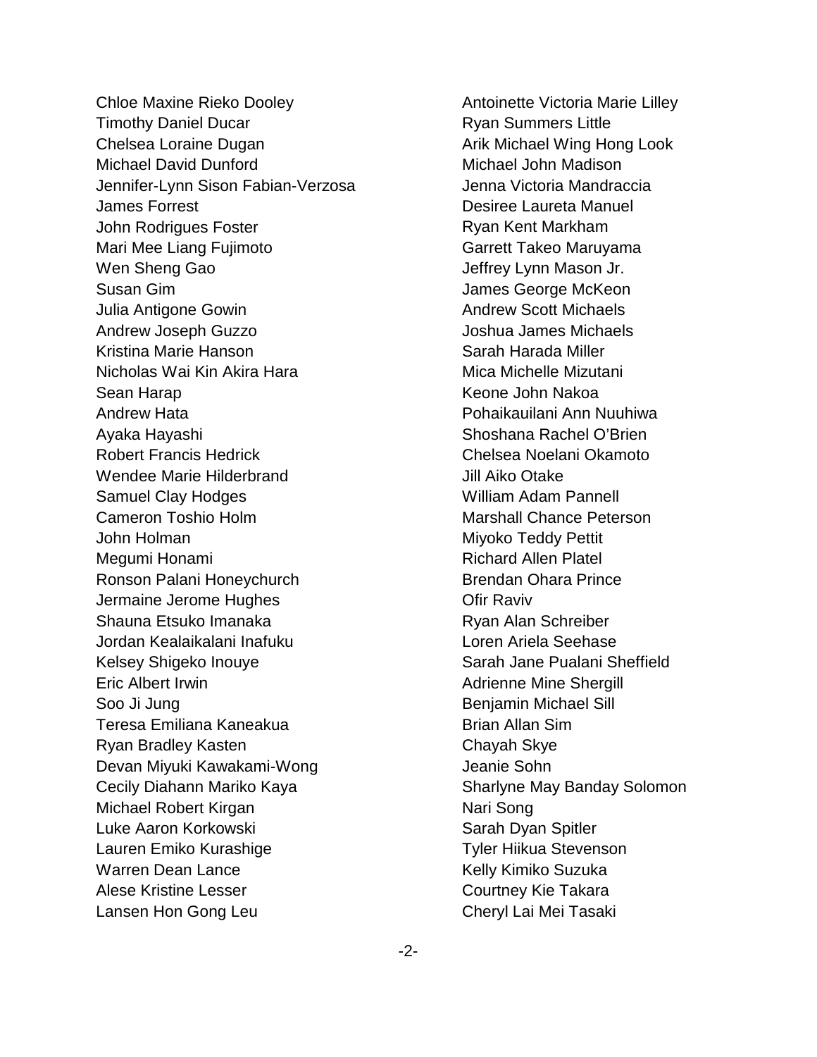Chloe Maxine Rieko Dooley
Timothy Daniel Ducar
Chelsea Loraine Dugan
Michael David Dunford
Jennifer-Lynn Sison Fabian-Verzosa
James Forrest
John Rodrigues Foster
Mari Mee Liang Fujimoto
Wen Sheng Gao
Susan Gim
Julia Antigone Gowin
Andrew Joseph Guzzo
Kristina Marie Hanson
Nicholas Wai Kin Akira Hara
Sean Harap
Andrew Hata
Ayaka Hayashi
Robert Francis Hedrick
Wendee Marie Hilderbrand
Samuel Clay Hodges
Cameron Toshio Holm
John Holman
Megumi Honami
Ronson Palani Honeychurch
Jermaine Jerome Hughes
Shauna Etsuko Imanaka
Jordan Kealaikalani Inafuku
Kelsey Shigeko Inouye
Eric Albert Irwin
Soo Ji Jung
Teresa Emiliana Kaneakua
Ryan Bradley Kasten
Devan Miyuki Kawakami-Wong
Cecily Diahann Mariko Kaya
Michael Robert Kirgan
Luke Aaron Korkowski
Lauren Emiko Kurashige
Warren Dean Lance
Alese Kristine Lesser
Lansen Hon Gong Leu
Antoinette Victoria Marie Lilley
Ryan Summers Little
Arik Michael Wing Hong Look
Michael John Madison
Jenna Victoria Mandraccia
Desiree Laureta Manuel
Ryan Kent Markham
Garrett Takeo Maruyama
Jeffrey Lynn Mason Jr.
James George McKeon
Andrew Scott Michaels
Joshua James Michaels
Sarah Harada Miller
Mica Michelle Mizutani
Keone John Nakoa
Pohaikauilani Ann Nuuhiwa
Shoshana Rachel O'Brien
Chelsea Noelani Okamoto
Jill Aiko Otake
William Adam Pannell
Marshall Chance Peterson
Miyoko Teddy Pettit
Richard Allen Platel
Brendan Ohara Prince
Ofir Raviv
Ryan Alan Schreiber
Loren Ariela Seehase
Sarah Jane Pualani Sheffield
Adrienne Mine Shergill
Benjamin Michael Sill
Brian Allan Sim
Chayah Skye
Jeanie Sohn
Sharlyne May Banday Solomon
Nari Song
Sarah Dyan Spitler
Tyler Hiikua Stevenson
Kelly Kimiko Suzuka
Courtney Kie Takara
Cheryl Lai Mei Tasaki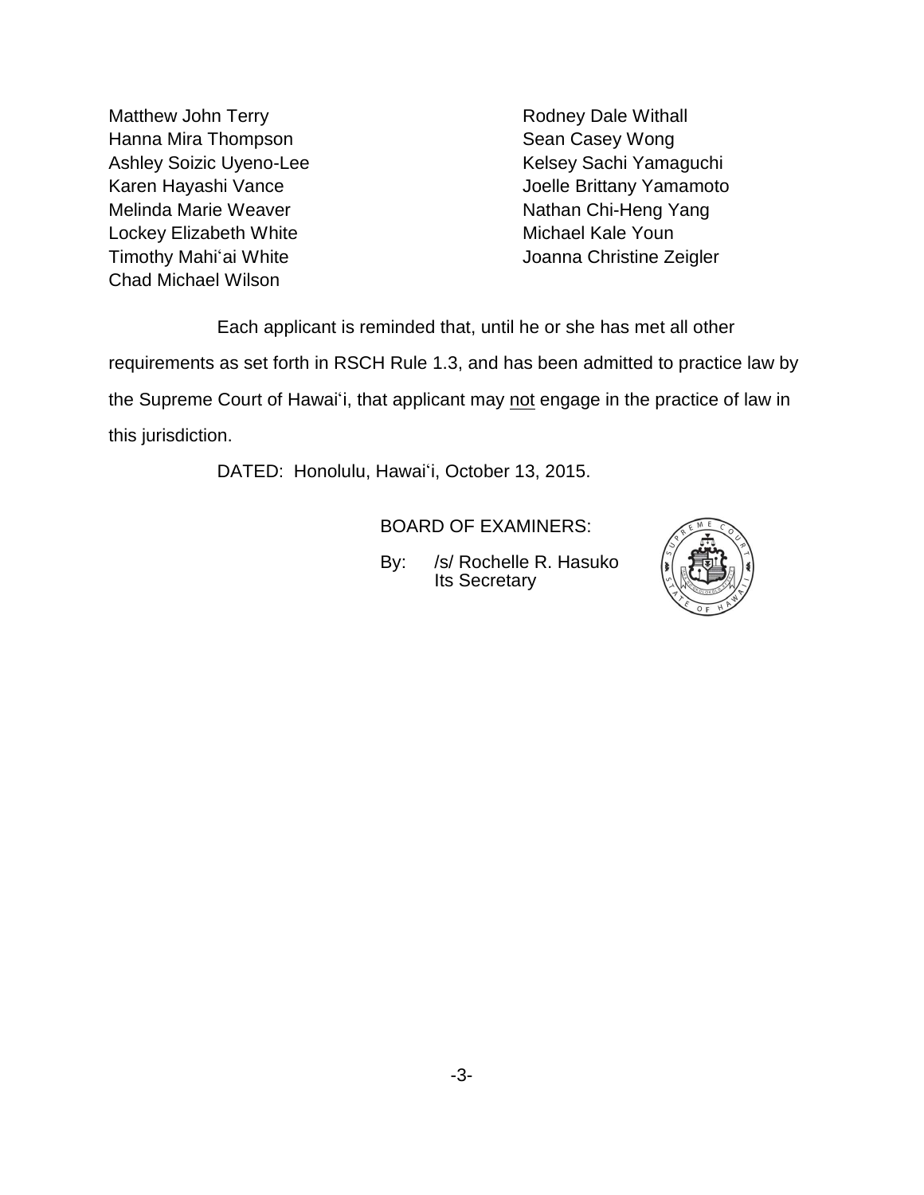Matthew John Terry
Hanna Mira Thompson
Ashley Soizic Uyeno-Lee
Karen Hayashi Vance
Melinda Marie Weaver
Lockey Elizabeth White
Timothy Mahiʻai White
Chad Michael Wilson
Rodney Dale Withall
Sean Casey Wong
Kelsey Sachi Yamaguchi
Joelle Brittany Yamamoto
Nathan Chi-Heng Yang
Michael Kale Youn
Joanna Christine Zeigler

Each applicant is reminded that, until he or she has met all other requirements as set forth in RSCH Rule 1.3, and has been admitted to practice law by the Supreme Court of Hawaiʻi, that applicant may <u>not</u> engage in the practice of law in this jurisdiction.

DATED: Honolulu, Hawaiʻi, October 13, 2015.

BOARD OF EXAMINERS:

By: /s/ Rochelle R. Hasuko
Its Secretary